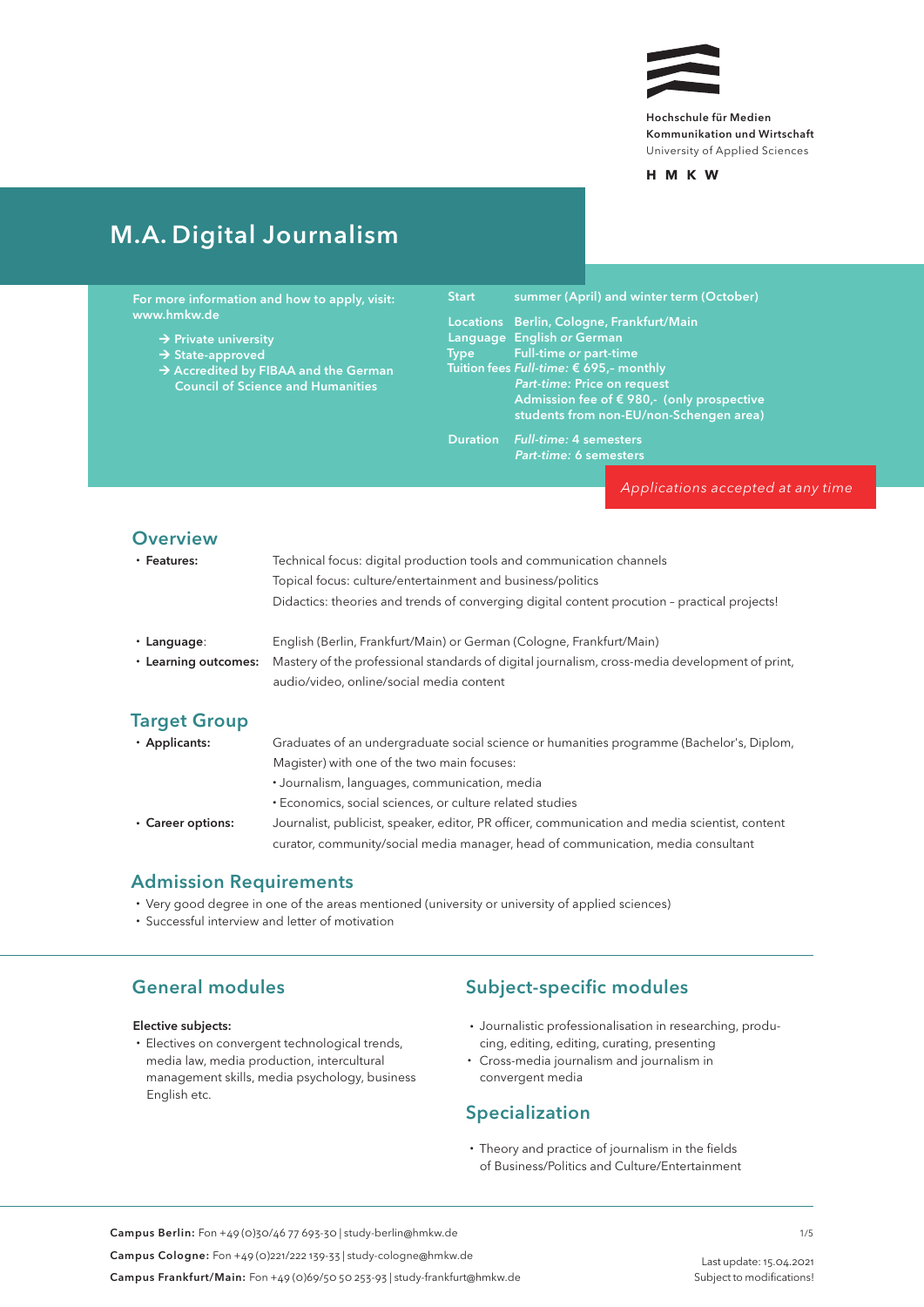Hochschule für Medien Kommunikation und Wirtschaft
University of Applied Sciences

H M K W

# M.A. Digital Journalism

For more information and how to apply, visit: www.hmkw.de

→ Private university
→ State-approved
→ Accredited by FIBAA and the German Council of Science and Humanities

| | |
|---|---|
| Start | summer (April) and winter term (October) |
| Locations | Berlin, Cologne, Frankfurt/Main |
| Language | English *or* German |
| Type | Full-time *or* part-time |
| Tuition fees | *Full-time:* € 695,– monthly<br>*Part-time:* Price on request<br>Admission fee of € 980,- (only prospective students from non-EU/non-Schengen area) |
| Duration | *Full-time:* 4 semesters<br>*Part-time:* 6 semesters |

*Applications accepted at any time*

## Overview

- **Features:** Technical focus: digital production tools and communication channels
  Topical focus: culture/entertainment and business/politics
  Didactics: theories and trends of converging digital content procution – practical projects!
- **Language**: English (Berlin, Frankfurt/Main) or German (Cologne, Frankfurt/Main)
- **Learning outcomes:** Mastery of the professional standards of digital journalism, cross-media development of print, audio/video, online/social media content

## Target Group

- **Applicants:** Graduates of an undergraduate social science or humanities programme (Bachelor's, Diplom, Magister) with one of the two main focuses:
  - Journalism, languages, communication, media
  - Economics, social sciences, or culture related studies
- **Career options:** Journalist, publicist, speaker, editor, PR officer, communication and media scientist, content curator, community/social media manager, head of communication, media consultant

## Admission Requirements

- Very good degree in one of the areas mentioned (university or university of applied sciences)
- Successful interview and letter of motivation

## General modules

**Elective subjects:**

- Electives on convergent technological trends, media law, media production, intercultural management skills, media psychology, business English etc.

## Subject-specific modules

- Journalistic professionalisation in researching, producing, editing, editing, curating, presenting
- Cross-media journalism and journalism in convergent media

## Specialization

- Theory and practice of journalism in the fields of Business/Politics and Culture/Entertainment

**Campus Berlin:** Fon +49 (0)30/46 77 693-30 | study-berlin@hmkw.de
**Campus Cologne:** Fon +49 (0)221/222 139-33 | study-cologne@hmkw.de
**Campus Frankfurt/Main:** Fon +49 (0)69/50 50 253-93 | study-frankfurt@hmkw.de

Last update: 15.04.2021
Subject to modifications!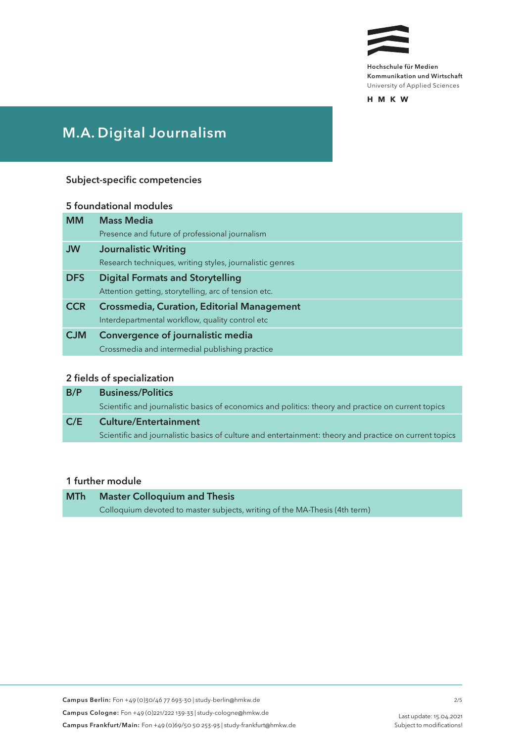# M.A. Digital Journalism

## Subject-specific competencies

### 5 foundational modules

| | |
|---|---|
| **MM** | **Mass Media**<br>Presence and future of professional journalism |
| **JW** | **Journalistic Writing**<br>Research techniques, writing styles, journalistic genres |
| **DFS** | **Digital Formats and Storytelling**<br>Attention getting, storytelling, arc of tension etc. |
| **CCR** | **Crossmedia, Curation, Editorial Management**<br>Interdepartmental workflow, quality control etc |
| **CJM** | **Convergence of journalistic media**<br>Crossmedia and intermedial publishing practice |

### 2 fields of specialization

| | |
|---|---|
| **B/P** | **Business/Politics**<br>Scientific and journalistic basics of economics and politics: theory and practice on current topics |
| **C/E** | **Culture/Entertainment**<br>Scientific and journalistic basics of culture and entertainment: theory and practice on current topics |

### 1 further module

| | |
|---|---|
| **MTh** | **Master Colloquium and Thesis**<br>Colloquium devoted to master subjects, writing of the MA-Thesis (4th term) |

**Campus Berlin:** Fon +49 (0)30/46 77 693-30 | study-berlin@hmkw.de
**Campus Cologne:** Fon +49 (0)221/222 139-33 | study-cologne@hmkw.de
**Campus Frankfurt/Main:** Fon +49 (0)69/50 50 253-93 | study-frankfurt@hmkw.de

Last update: 15.04.2021
Subject to modifications!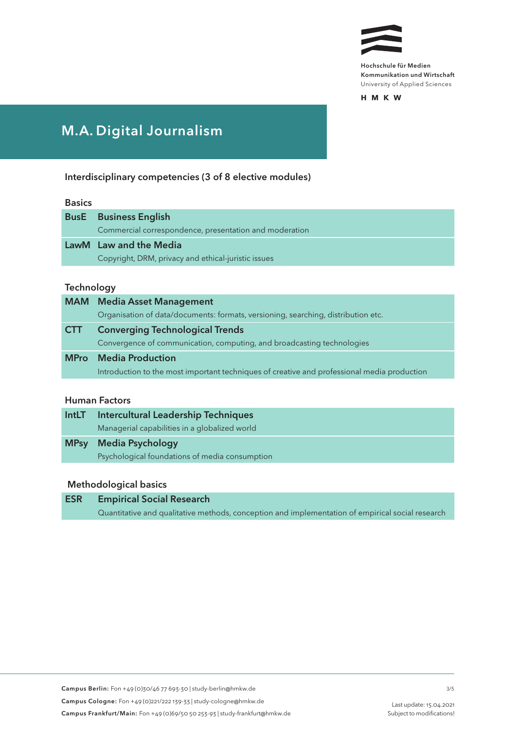Hochschule für Medien
Kommunikation und Wirtschaft
University of Applied Sciences

H M K W

# M.A. Digital Journalism

## Interdisciplinary competencies (3 of 8 elective modules)

### Basics

| | |
|---|---|
| **BusE** | **Business English**<br>Commercial correspondence, presentation and moderation |
| **LawM** | **Law and the Media**<br>Copyright, DRM, privacy and ethical-juristic issues |

### Technology

| | |
|---|---|
| **MAM** | **Media Asset Management**<br>Organisation of data/documents: formats, versioning, searching, distribution etc. |
| **CTT** | **Converging Technological Trends**<br>Convergence of communication, computing, and broadcasting technologies |
| **MPro** | **Media Production**<br>Introduction to the most important techniques of creative and professional media production |

### Human Factors

| | |
|---|---|
| **IntLT** | **Intercultural Leadership Techniques**<br>Managerial capabilities in a globalized world |
| **MPsy** | **Media Psychology**<br>Psychological foundations of media consumption |

### Methodological basics

| | |
|---|---|
| **ESR** | **Empirical Social Research**<br>Quantitative and qualitative methods, conception and implementation of empirical social research |

**Campus Berlin:** Fon +49 (0)30/46 77 693-30 | study-berlin@hmkw.de
**Campus Cologne:** Fon +49 (0)221/222 139-33 | study-cologne@hmkw.de
**Campus Frankfurt/Main:** Fon +49 (0)69/50 50 253-93 | study-frankfurt@hmkw.de

Last update: 15.04.2021
Subject to modifications!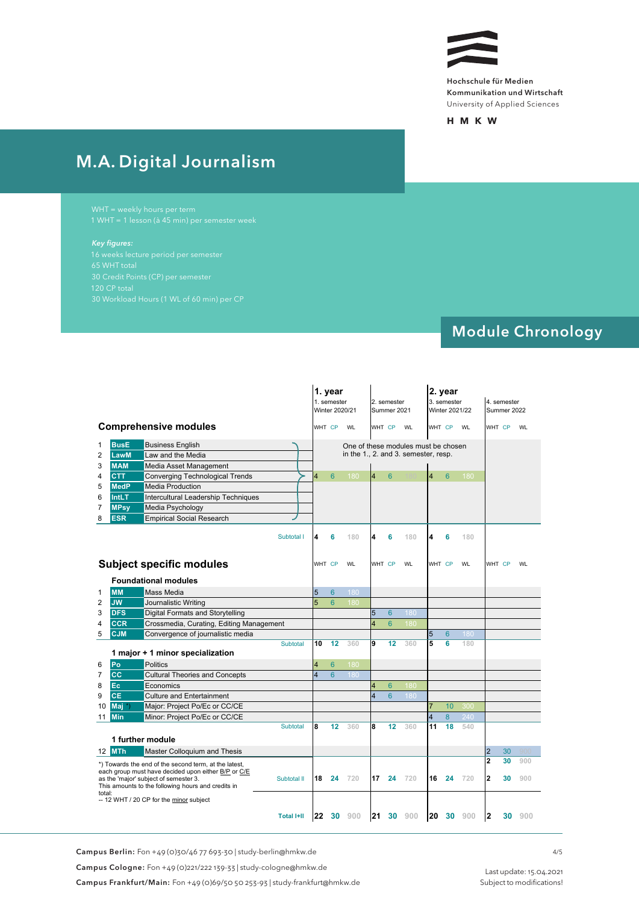Hochschule für Medien Kommunikation und Wirtschaft
University of Applied Sciences

H M K W

# M.A. Digital Journalism

WHT = weekly hours per term
1 WHT = 1 lesson (à 45 min) per semester week

*Key figures:*
16 weeks lecture period per semester
65 WHT total
30 Credit Points (CP) per semester
120 CP total
30 Workload Hours (1 WL of 60 min) per CP

## Module Chronology

| | | | 1. year – 1. semester Winter 2020/21 | | | 1. year – 2. semester Summer 2021 | | | 2. year – 3. semester Winter 2021/22 | | | 2. year – 4. semester Summer 2022 | | |
|---|---|---|---|---|---|---|---|---|---|---|---|---|---|---|
| **Comprehensive modules** | | | WHT | CP | WL | WHT | CP | WL | WHT | CP | WL | WHT | CP | WL |
| 1 | BusE | Business English | One of these modules must be chosen in the 1., 2. and 3. semester, resp. | | | | | | | | | | | |
| 2 | LawM | Law and the Media | | | | | | | | | | | | |
| 3 | MAM | Media Asset Management | | | | | | | | | | | | |
| 4 | CTT | Converging Technological Trends | 4 | 6 | 180 | 4 | 6 | 180 | 4 | 6 | 180 | | | |
| 5 | MedP | Media Production | | | | | | | | | | | | |
| 6 | IntLT | Intercultural Leadership Techniques | | | | | | | | | | | | |
| 7 | MPsy | Media Psychology | | | | | | | | | | | | |
| 8 | ESR | Empirical Social Research | | | | | | | | | | | | |
| | | Subtotal I | 4 | 6 | 180 | 4 | 6 | 180 | 4 | 6 | 180 | | | |
| **Subject specific modules** | | | WHT | CP | WL | WHT | CP | WL | WHT | CP | WL | WHT | CP | WL |
| **Foundational modules** | | | | | | | | | | | | | | |
| 1 | MM | Mass Media | 5 | 6 | 180 | | | | | | | | | |
| 2 | JW | Journalistic Writing | 5 | 6 | 180 | | | | | | | | | |
| 3 | DFS | Digital Formats and Storytelling | | | | 5 | 6 | 180 | | | | | | |
| 4 | CCR | Crossmedia, Curating, Editing Management | | | | 4 | 6 | 180 | | | | | | |
| 5 | CJM | Convergence of journalistic media | | | | | | | 5 | 6 | 180 | | | |
| | | Subtotal | 10 | 12 | 360 | 9 | 12 | 360 | 5 | 6 | 180 | | | |
| **1 major + 1 minor specialization** | | | | | | | | | | | | | | |
| 6 | Po | Politics | 4 | 6 | 180 | | | | | | | | | |
| 7 | CC | Cultural Theories and Concepts | 4 | 6 | 180 | | | | | | | | | |
| 8 | Ec | Economics | | | | 4 | 6 | 180 | | | | | | |
| 9 | CE | Culture and Entertainment | | | | 4 | 6 | 180 | | | | | | |
| 10 | Maj *) | Major: Project Po/Ec or CC/CE | | | | | | | 7 | 10 | 300 | | | |
| 11 | Min | Minor: Project Po/Ec or CC/CE | | | | | | | 4 | 8 | 240 | | | |
| | | Subtotal | 8 | 12 | 360 | 8 | 12 | 360 | 11 | 18 | 540 | | | |
| **1 further module** | | | | | | | | | | | | | | |
| 12 | MTh | Master Colloquium and Thesis | | | | | | | | | | 2 | 30 | 900 |
| | | | | | | | | | | | | 2 | 30 | 900 |
| | | Subtotal II | 18 | 24 | 720 | 17 | 24 | 720 | 16 | 24 | 720 | 2 | 30 | 900 |
| | | **Total I+II** | 22 | 30 | 900 | 21 | 30 | 900 | 20 | 30 | 900 | 2 | 30 | 900 |

*) Towards the end of the second term, at the latest, each group must have decided upon either B/P or C/E as the 'major' subject of semester 3.
This amounts to the following hours and credits in total:
-- 12 WHT / 20 CP for the minor subject

**Campus Berlin:** Fon +49 (0)30/46 77 693-30 | study-berlin@hmkw.de
**Campus Cologne:** Fon +49 (0)221/222 139-33 | study-cologne@hmkw.de
**Campus Frankfurt/Main:** Fon +49 (0)69/50 50 253-93 | study-frankfurt@hmkw.de

Last update: 15.04.2021
Subject to modifications!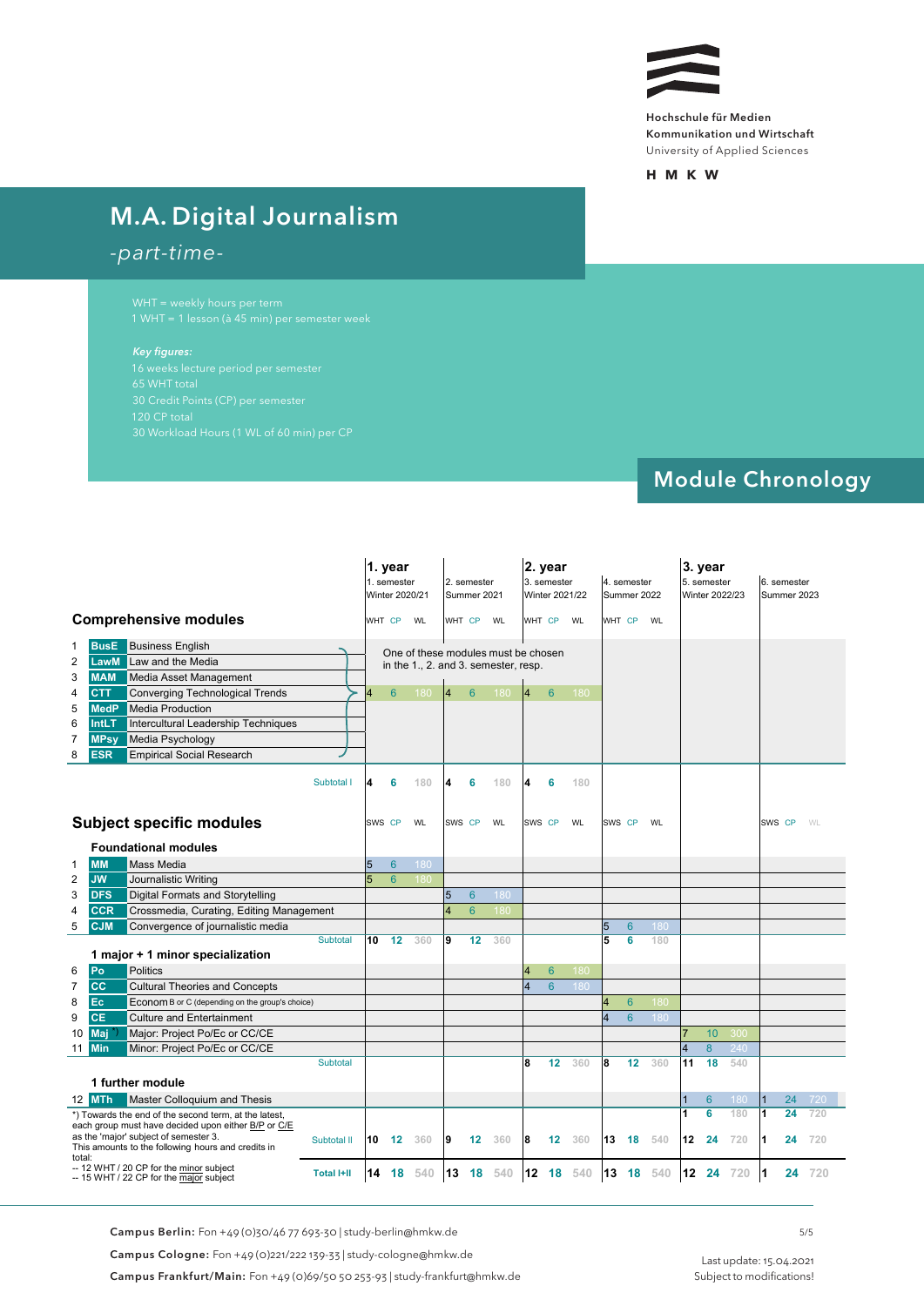Hochschule für Medien Kommunikation und Wirtschaft
University of Applied Sciences

H M K W

# M.A. Digital Journalism

*-part-time-*

WHT = weekly hours per term
1 WHT = 1 lesson (à 45 min) per semester week

***Key figures:***
16 weeks lecture period per semester
65 WHT total
30 Credit Points (CP) per semester
120 CP total
30 Workload Hours (1 WL of 60 min) per CP

## Module Chronology

| | | | 1. year | | | | | | 2. year | | | | | | 3. year | | | | | |
|---|---|---|---|---|---|---|---|---|---|---|---|---|---|---|---|---|---|---|---|---|
| | | | 1. semester Winter 2020/21 | | | 2. semester Summer 2021 | | | 3. semester Winter 2021/22 | | | 4. semester Summer 2022 | | | 5. semester Winter 2022/23 | | | 6. semester Summer 2023 | | |
| **Comprehensive modules** | | | WHT | CP | WL | WHT | CP | WL | WHT | CP | WL | WHT | CP | WL | | | | | | |
| 1 | BusE | Business English | One of these modules must be chosen in the 1., 2. and 3. semester, resp. | | | | | | | | | | | | | | | | | |
| 2 | LawM | Law and the Media | | | | | | | | | | | | | | | | | | |
| 3 | MAM | Media Asset Management | | | | | | | | | | | | | | | | | | |
| 4 | CTT | Converging Technological Trends | 4 | 6 | 180 | 4 | 6 | 180 | 4 | 6 | 180 | | | | | | | | | |
| 5 | MedP | Media Production | | | | | | | | | | | | | | | | | | |
| 6 | IntLT | Intercultural Leadership Techniques | | | | | | | | | | | | | | | | | | |
| 7 | MPsy | Media Psychology | | | | | | | | | | | | | | | | | | |
| 8 | ESR | Empirical Social Research | | | | | | | | | | | | | | | | | | |
| | | Subtotal I | 4 | 6 | 180 | 4 | 6 | 180 | 4 | 6 | 180 | | | | | | | | | |
| **Subject specific modules** | | | SWS | CP | WL | SWS | CP | WL | SWS | CP | WL | SWS | CP | WL | | | | SWS | CP | WL |
| | **Foundational modules** | | | | | | | | | | | | | | | | | | | |
| 1 | MM | Mass Media | 5 | 6 | 180 | | | | | | | | | | | | | | | |
| 2 | JW | Journalistic Writing | 5 | 6 | 180 | | | | | | | | | | | | | | | |
| 3 | DFS | Digital Formats and Storytelling | | | | 5 | 6 | 180 | | | | | | | | | | | | |
| 4 | CCR | Crossmedia, Curating, Editing Management | | | | 4 | 6 | 180 | | | | | | | | | | | | |
| 5 | CJM | Convergence of journalistic media | | | | | | | | | | 5 | 6 | 180 | | | | | | |
| | | Subtotal | 10 | 12 | 360 | 9 | 12 | 360 | | | | 5 | 6 | 180 | | | | | | |
| | **1 major + 1 minor specialization** | | | | | | | | | | | | | | | | | | | |
| 6 | Po | Politics | | | | | | | 4 | 6 | 180 | | | | | | | | | |
| 7 | CC | Cultural Theories and Concepts | | | | | | | 4 | 6 | 180 | | | | | | | | | |
| 8 | Ec | Econom B or C (depending on the group's choice) | | | | | | | | | | 4 | 6 | 180 | | | | | | |
| 9 | CE | Culture and Entertainment | | | | | | | | | | 4 | 6 | 180 | | | | | | |
| 10 | Maj *) | Major: Project Po/Ec or CC/CE | | | | | | | | | | | | | 7 | 10 | 300 | | | |
| 11 | Min | Minor: Project Po/Ec or CC/CE | | | | | | | | | | | | | 4 | 8 | 240 | | | |
| | | Subtotal | | | | | | | 8 | 12 | 360 | 8 | 12 | 360 | 11 | 18 | 540 | | | |
| | **1 further module** | | | | | | | | | | | | | | | | | | | |
| 12 | MTh | Master Colloquium and Thesis | | | | | | | | | | | | | 1 | 6 | 180 | 1 | 24 | 720 |
| | | | | | | | | | | | | | | | 1 | 6 | 180 | 1 | 24 | 720 |
| | | Subtotal II | 10 | 12 | 360 | 9 | 12 | 360 | 8 | 12 | 360 | 13 | 18 | 540 | 12 | 24 | 720 | 1 | 24 | 720 |
| | | Total I+II | 14 | 18 | 540 | 13 | 18 | 540 | 12 | 18 | 540 | 13 | 18 | 540 | 12 | 24 | 720 | 1 | 24 | 720 |

*) Towards the end of the second term, at the latest, each group must have decided upon either B/P or C/E as the 'major' subject of semester 3.
This amounts to the following hours and credits in total:
-- 12 WHT / 20 CP for the minor subject
-- 15 WHT / 22 CP for the major subject

**Campus Berlin:** Fon +49 (0)30/46 77 693-30 | study-berlin@hmkw.de

**Campus Cologne:** Fon +49 (0)221/222 139-33 | study-cologne@hmkw.de

**Campus Frankfurt/Main:** Fon +49 (0)69/50 50 253-93 | study-frankfurt@hmkw.de

Last update: 15.04.2021
Subject to modifications!